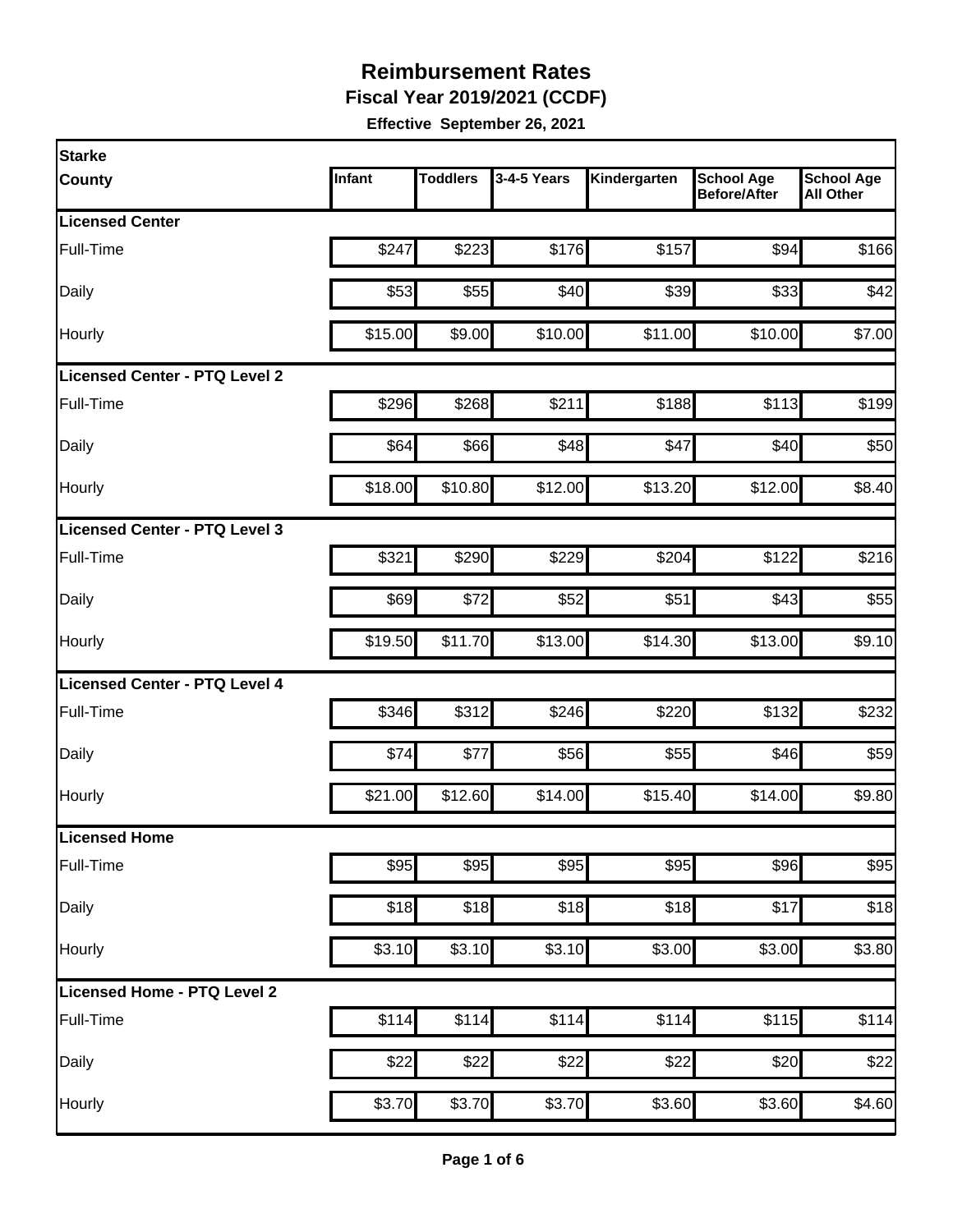# Reimbursement Rates

**Fiscal Year 2019/2021 (CCDF)**

**Effective September 26, 2021**

| Starke County | Infant | Toddlers | 3-4-5 Years | Kindergarten | School Age Before/After | School Age All Other |
|---|---|---|---|---|---|---|
| **Licensed Center** | | | | | | |
| Full-Time | $247 | $223 | $176 | $157 | $94 | $166 |
| Daily | $53 | $55 | $40 | $39 | $33 | $42 |
| Hourly | $15.00 | $9.00 | $10.00 | $11.00 | $10.00 | $7.00 |
| **Licensed Center - PTQ Level 2** | | | | | | |
| Full-Time | $296 | $268 | $211 | $188 | $113 | $199 |
| Daily | $64 | $66 | $48 | $47 | $40 | $50 |
| Hourly | $18.00 | $10.80 | $12.00 | $13.20 | $12.00 | $8.40 |
| **Licensed Center - PTQ Level 3** | | | | | | |
| Full-Time | $321 | $290 | $229 | $204 | $122 | $216 |
| Daily | $69 | $72 | $52 | $51 | $43 | $55 |
| Hourly | $19.50 | $11.70 | $13.00 | $14.30 | $13.00 | $9.10 |
| **Licensed Center - PTQ Level 4** | | | | | | |
| Full-Time | $346 | $312 | $246 | $220 | $132 | $232 |
| Daily | $74 | $77 | $56 | $55 | $46 | $59 |
| Hourly | $21.00 | $12.60 | $14.00 | $15.40 | $14.00 | $9.80 |
| **Licensed Home** | | | | | | |
| Full-Time | $95 | $95 | $95 | $95 | $96 | $95 |
| Daily | $18 | $18 | $18 | $18 | $17 | $18 |
| Hourly | $3.10 | $3.10 | $3.10 | $3.00 | $3.00 | $3.80 |
| **Licensed Home - PTQ Level 2** | | | | | | |
| Full-Time | $114 | $114 | $114 | $114 | $115 | $114 |
| Daily | $22 | $22 | $22 | $22 | $20 | $22 |
| Hourly | $3.70 | $3.70 | $3.70 | $3.60 | $3.60 | $4.60 |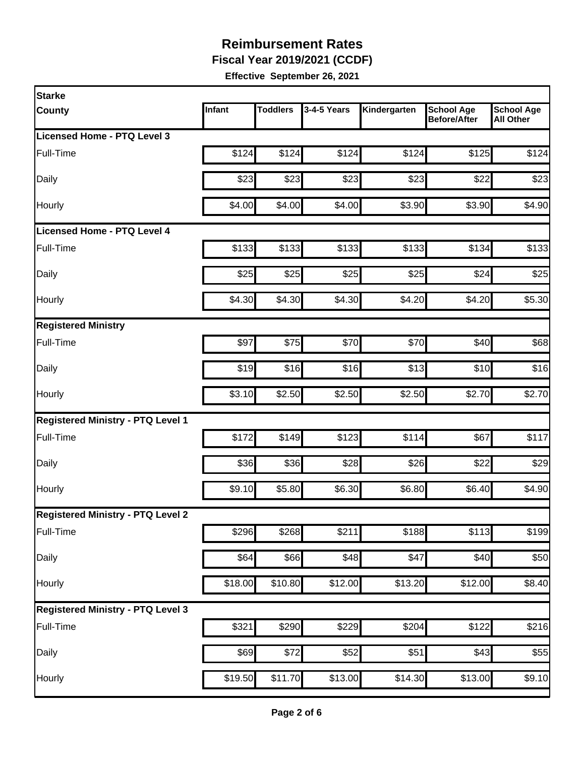# Reimbursement Rates

**Fiscal Year 2019/2021 (CCDF)**

**Effective September 26, 2021**

| Starke County | Infant | Toddlers | 3-4-5 Years | Kindergarten | School Age Before/After | School Age All Other |
|---|---|---|---|---|---|---|
| **Licensed Home - PTQ Level 3** | | | | | | |
| Full-Time | $124 | $124 | $124 | $124 | $125 | $124 |
| Daily | $23 | $23 | $23 | $23 | $22 | $23 |
| Hourly | $4.00 | $4.00 | $4.00 | $3.90 | $3.90 | $4.90 |
| **Licensed Home - PTQ Level 4** | | | | | | |
| Full-Time | $133 | $133 | $133 | $133 | $134 | $133 |
| Daily | $25 | $25 | $25 | $25 | $24 | $25 |
| Hourly | $4.30 | $4.30 | $4.30 | $4.20 | $4.20 | $5.30 |
| **Registered Ministry** | | | | | | |
| Full-Time | $97 | $75 | $70 | $70 | $40 | $68 |
| Daily | $19 | $16 | $16 | $13 | $10 | $16 |
| Hourly | $3.10 | $2.50 | $2.50 | $2.50 | $2.70 | $2.70 |
| **Registered Ministry - PTQ Level 1** | | | | | | |
| Full-Time | $172 | $149 | $123 | $114 | $67 | $117 |
| Daily | $36 | $36 | $28 | $26 | $22 | $29 |
| Hourly | $9.10 | $5.80 | $6.30 | $6.80 | $6.40 | $4.90 |
| **Registered Ministry - PTQ Level 2** | | | | | | |
| Full-Time | $296 | $268 | $211 | $188 | $113 | $199 |
| Daily | $64 | $66 | $48 | $47 | $40 | $50 |
| Hourly | $18.00 | $10.80 | $12.00 | $13.20 | $12.00 | $8.40 |
| **Registered Ministry - PTQ Level 3** | | | | | | |
| Full-Time | $321 | $290 | $229 | $204 | $122 | $216 |
| Daily | $69 | $72 | $52 | $51 | $43 | $55 |
| Hourly | $19.50 | $11.70 | $13.00 | $14.30 | $13.00 | $9.10 |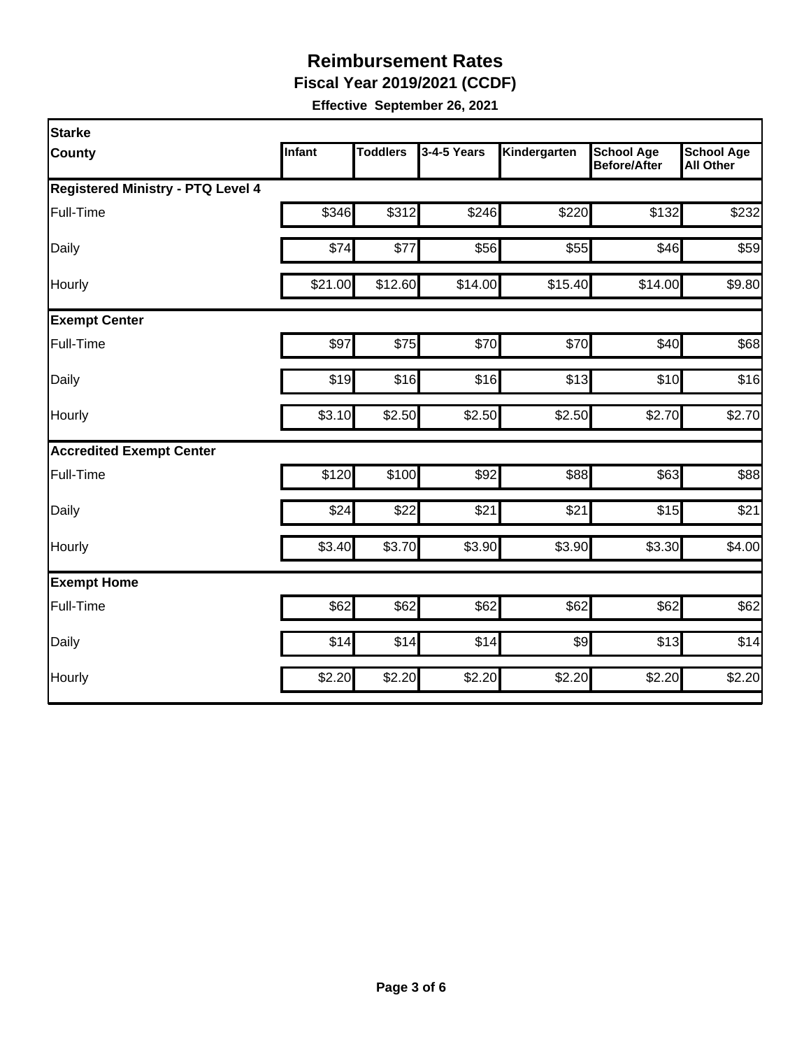## Reimbursement Rates

**Fiscal Year 2019/2021 (CCDF)**

**Effective September 26, 2021**

| Starke County | Infant | Toddlers | 3-4-5 Years | Kindergarten | School Age Before/After | School Age All Other |
|---|---|---|---|---|---|---|
| **Registered Ministry - PTQ Level 4** | | | | | | |
| Full-Time | $346 | $312 | $246 | $220 | $132 | $232 |
| Daily | $74 | $77 | $56 | $55 | $46 | $59 |
| Hourly | $21.00 | $12.60 | $14.00 | $15.40 | $14.00 | $9.80 |
| **Exempt Center** | | | | | | |
| Full-Time | $97 | $75 | $70 | $70 | $40 | $68 |
| Daily | $19 | $16 | $16 | $13 | $10 | $16 |
| Hourly | $3.10 | $2.50 | $2.50 | $2.50 | $2.70 | $2.70 |
| **Accredited Exempt Center** | | | | | | |
| Full-Time | $120 | $100 | $92 | $88 | $63 | $88 |
| Daily | $24 | $22 | $21 | $21 | $15 | $21 |
| Hourly | $3.40 | $3.70 | $3.90 | $3.90 | $3.30 | $4.00 |
| **Exempt Home** | | | | | | |
| Full-Time | $62 | $62 | $62 | $62 | $62 | $62 |
| Daily | $14 | $14 | $14 | $9 | $13 | $14 |
| Hourly | $2.20 | $2.20 | $2.20 | $2.20 | $2.20 | $2.20 |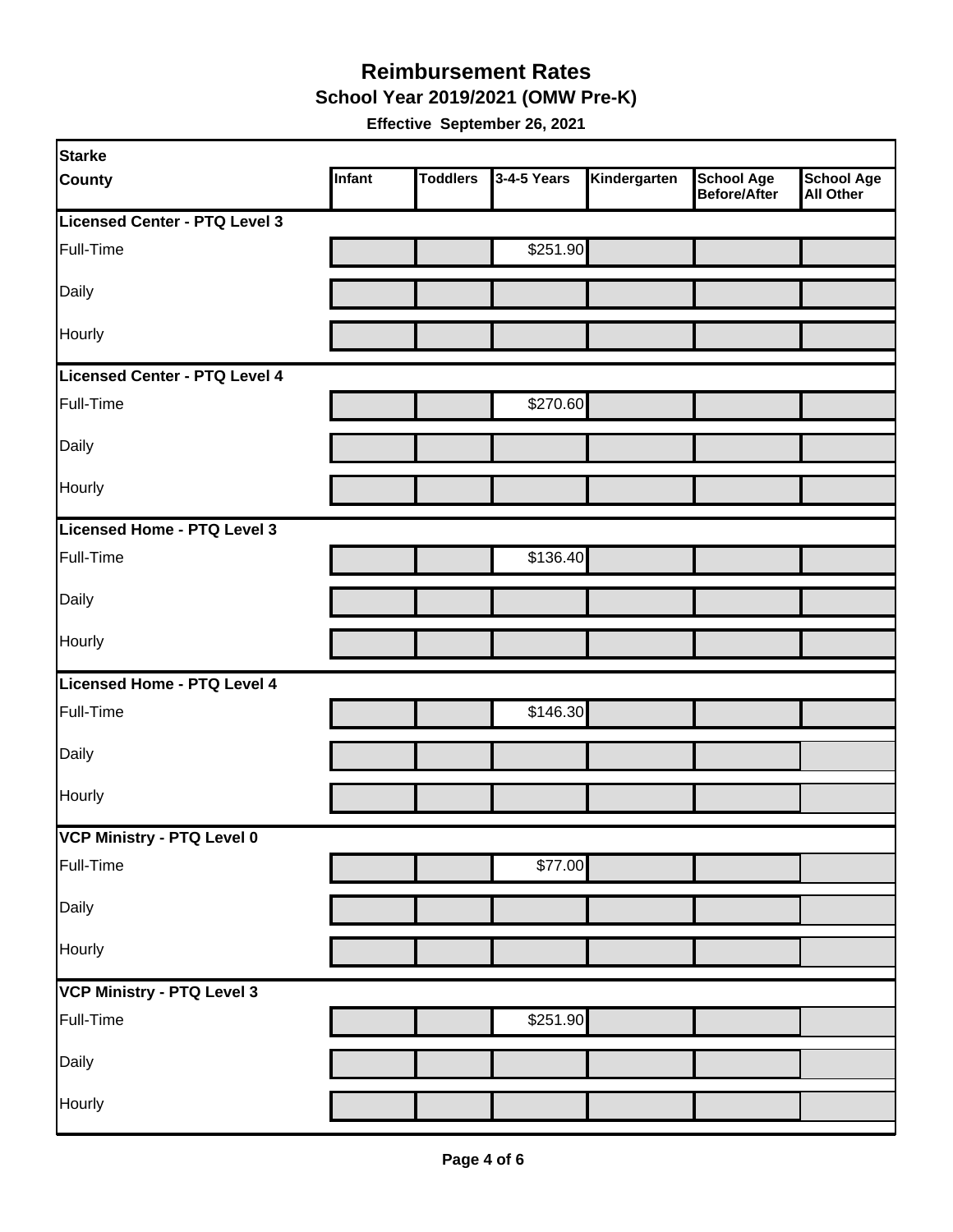# Reimbursement Rates

## School Year 2019/2021 (OMW Pre-K)

**Effective September 26, 2021**

| Starke County | Infant | Toddlers | 3-4-5 Years | Kindergarten | School Age Before/After | School Age All Other |
|---|---|---|---|---|---|---|
| **Licensed Center - PTQ Level 3** | | | | | | |
| Full-Time | | | $251.90 | | | |
| Daily | | | | | | |
| Hourly | | | | | | |
| **Licensed Center - PTQ Level 4** | | | | | | |
| Full-Time | | | $270.60 | | | |
| Daily | | | | | | |
| Hourly | | | | | | |
| **Licensed Home - PTQ Level 3** | | | | | | |
| Full-Time | | | $136.40 | | | |
| Daily | | | | | | |
| Hourly | | | | | | |
| **Licensed Home - PTQ Level 4** | | | | | | |
| Full-Time | | | $146.30 | | | |
| Daily | | | | | | |
| Hourly | | | | | | |
| **VCP Ministry - PTQ Level 0** | | | | | | |
| Full-Time | | | $77.00 | | | |
| Daily | | | | | | |
| Hourly | | | | | | |
| **VCP Ministry - PTQ Level 3** | | | | | | |
| Full-Time | | | $251.90 | | | |
| Daily | | | | | | |
| Hourly | | | | | | |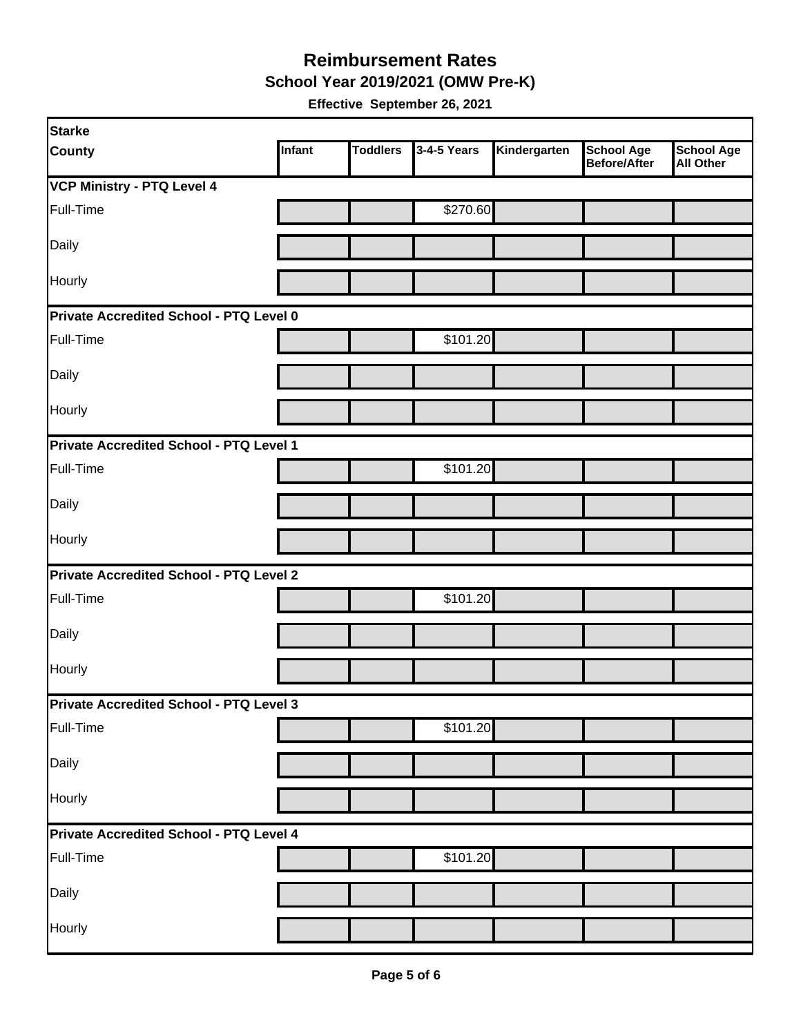# Reimbursement Rates

## School Year 2019/2021 (OMW Pre-K)

**Effective September 26, 2021**

| Starke County | Infant | Toddlers | 3-4-5 Years | Kindergarten | School Age Before/After | School Age All Other |
|---|---|---|---|---|---|---|
| **VCP Ministry - PTQ Level 4** | | | | | | |
| Full-Time | | | $270.60 | | | |
| Daily | | | | | | |
| Hourly | | | | | | |
| **Private Accredited School - PTQ Level 0** | | | | | | |
| Full-Time | | | $101.20 | | | |
| Daily | | | | | | |
| Hourly | | | | | | |
| **Private Accredited School - PTQ Level 1** | | | | | | |
| Full-Time | | | $101.20 | | | |
| Daily | | | | | | |
| Hourly | | | | | | |
| **Private Accredited School - PTQ Level 2** | | | | | | |
| Full-Time | | | $101.20 | | | |
| Daily | | | | | | |
| Hourly | | | | | | |
| **Private Accredited School - PTQ Level 3** | | | | | | |
| Full-Time | | | $101.20 | | | |
| Daily | | | | | | |
| Hourly | | | | | | |
| **Private Accredited School - PTQ Level 4** | | | | | | |
| Full-Time | | | $101.20 | | | |
| Daily | | | | | | |
| Hourly | | | | | | |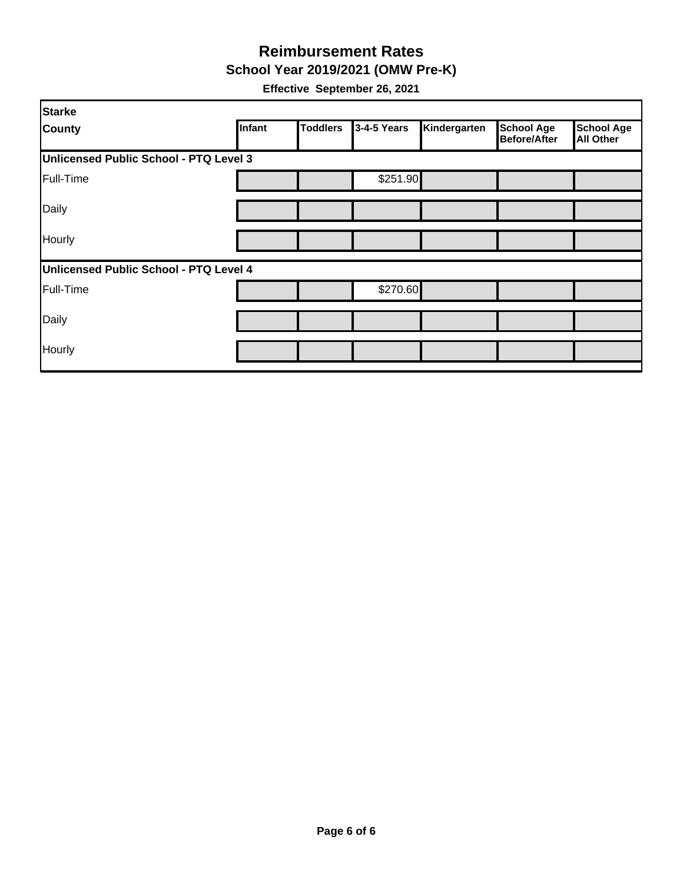# Reimbursement Rates

## School Year 2019/2021 (OMW Pre-K)

**Effective September 26, 2021**

| Starke County | Infant | Toddlers | 3-4-5 Years | Kindergarten | School Age Before/After | School Age All Other |
|---|---|---|---|---|---|---|
| **Unlicensed Public School - PTQ Level 3** | | | | | | |
| Full-Time | | | $251.90 | | | |
| Daily | | | | | | |
| Hourly | | | | | | |
| **Unlicensed Public School - PTQ Level 4** | | | | | | |
| Full-Time | | | $270.60 | | | |
| Daily | | | | | | |
| Hourly | | | | | | |